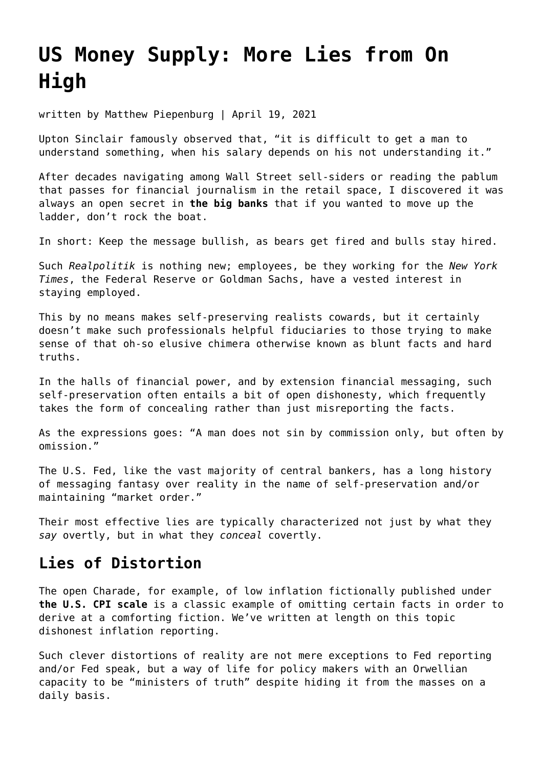# US Money Supply: More Lies from On High

written by Matthew Piepenburg | April 19, 2021

Upton Sinclair famously observed that, "it is difficult to get a man to understand something, when his salary depends on his not understanding it."

After decades navigating among Wall Street sell-siders or reading the pablum that passes for financial journalism in the retail space, I discovered it was always an open secret in **the big banks** that if you wanted to move up the ladder, don't rock the boat.

In short: Keep the message bullish, as bears get fired and bulls stay hired.

Such *Realpolitik* is nothing new; employees, be they working for the *New York Times*, the Federal Reserve or Goldman Sachs, have a vested interest in staying employed.

This by no means makes self-preserving realists cowards, but it certainly doesn't make such professionals helpful fiduciaries to those trying to make sense of that oh-so elusive chimera otherwise known as blunt facts and hard truths.

In the halls of financial power, and by extension financial messaging, such self-preservation often entails a bit of open dishonesty, which frequently takes the form of concealing rather than just misreporting the facts.

As the expressions goes: "A man does not sin by commission only, but often by omission."

The U.S. Fed, like the vast majority of central bankers, has a long history of messaging fantasy over reality in the name of self-preservation and/or maintaining "market order."

Their most effective lies are typically characterized not just by what they *say* overtly, but in what they *conceal* covertly.

## Lies of Distortion

The open Charade, for example, of low inflation fictionally published under **the U.S. CPI scale** is a classic example of omitting certain facts in order to derive at a comforting fiction. We've written at length on this topic dishonest inflation reporting.

Such clever distortions of reality are not mere exceptions to Fed reporting and/or Fed speak, but a way of life for policy makers with an Orwellian capacity to be "ministers of truth" despite hiding it from the masses on a daily basis.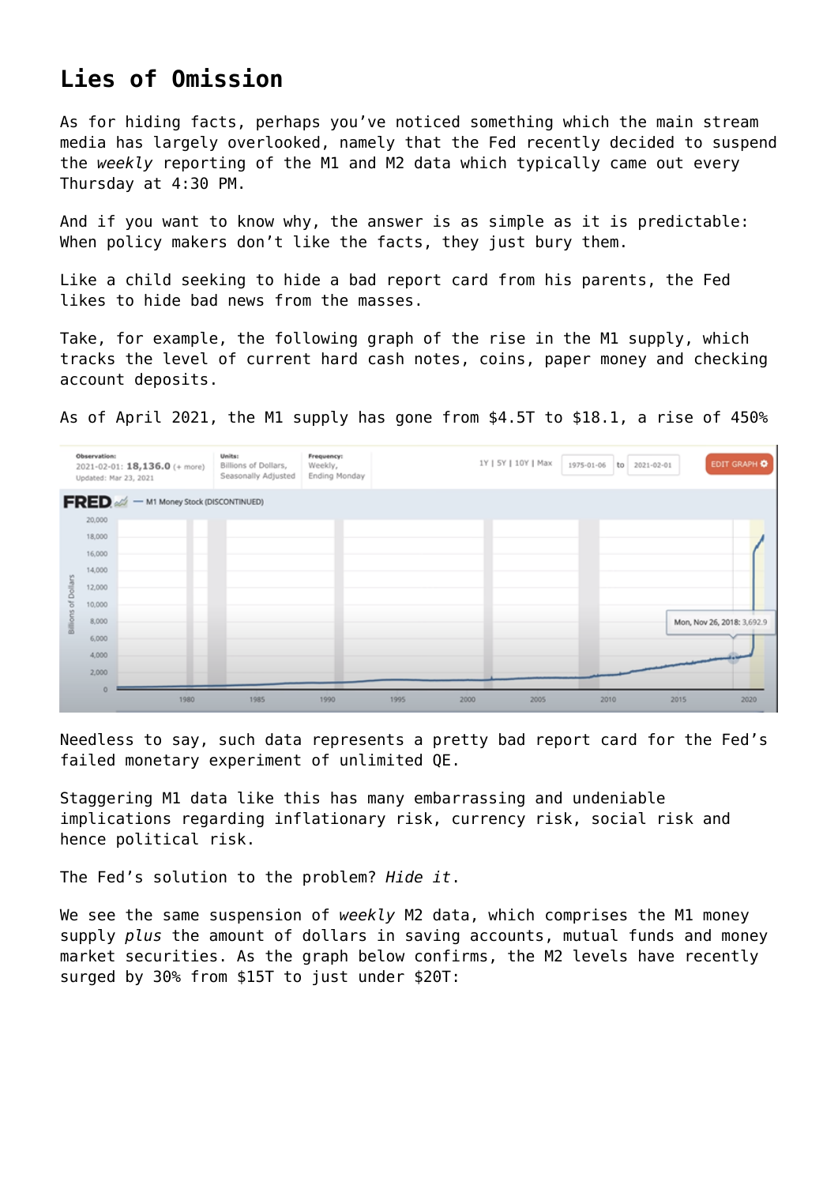## Lies of Omission

As for hiding facts, perhaps you've noticed something which the main stream media has largely overlooked, namely that the Fed recently decided to suspend the *weekly* reporting of the M1 and M2 data which typically came out every Thursday at 4:30 PM.

And if you want to know why, the answer is as simple as it is predictable: When policy makers don't like the facts, they just bury them.

Like a child seeking to hide a bad report card from his parents, the Fed likes to hide bad news from the masses.

Take, for example, the following graph of the rise in the M1 supply, which tracks the level of current hard cash notes, coins, paper money and checking account deposits.

As of April 2021, the M1 supply has gone from $4.5T to $18.1, a rise of 450%

Needless to say, such data represents a pretty bad report card for the Fed's failed monetary experiment of unlimited QE.

Staggering M1 data like this has many embarrassing and undeniable implications regarding inflationary risk, currency risk, social risk and hence political risk.

The Fed's solution to the problem? *Hide it*.

We see the same suspension of *weekly* M2 data, which comprises the M1 money supply *plus* the amount of dollars in saving accounts, mutual funds and money market securities. As the graph below confirms, the M2 levels have recently surged by 30% from $15T to just under $20T: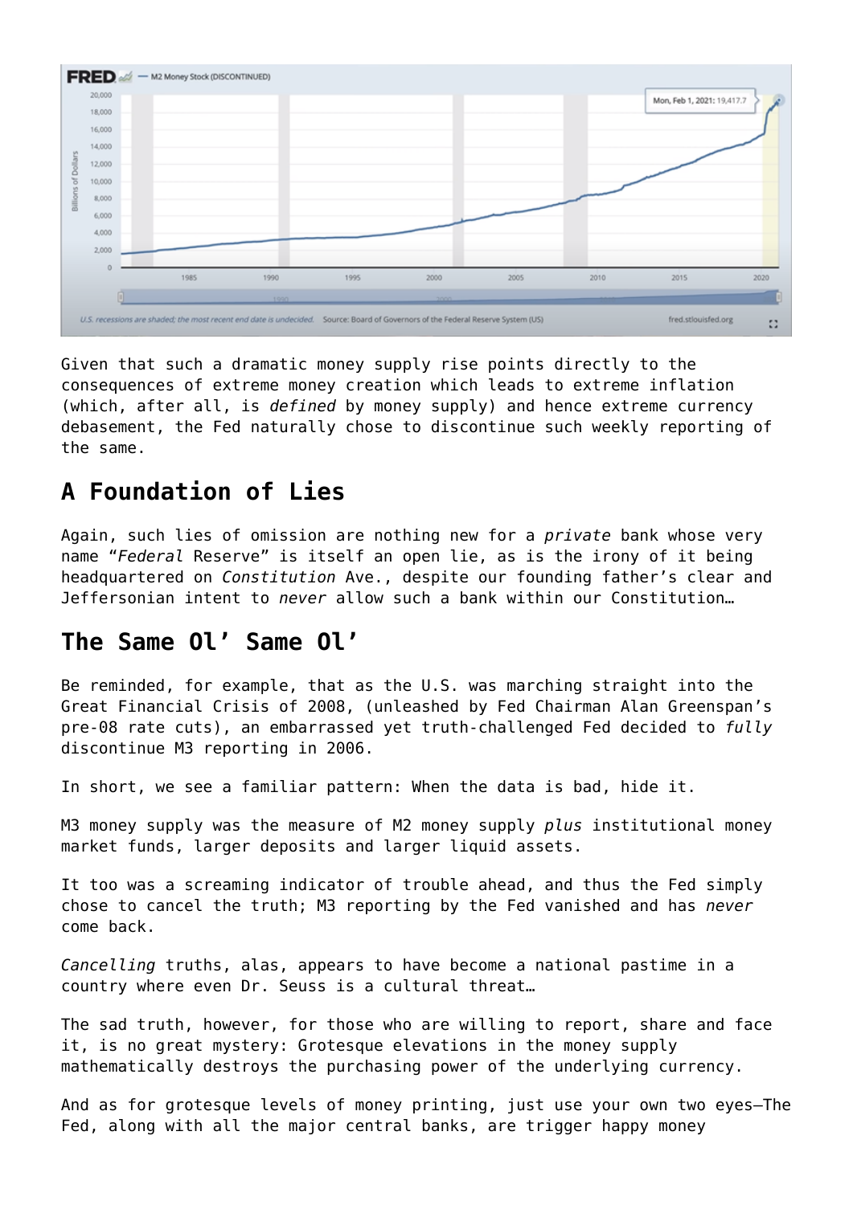Given that such a dramatic money supply rise points directly to the consequences of extreme money creation which leads to extreme inflation (which, after all, is *defined* by money supply) and hence extreme currency debasement, the Fed naturally chose to discontinue such weekly reporting of the same.

## A Foundation of Lies

Again, such lies of omission are nothing new for a *private* bank whose very name "*Federal* Reserve" is itself an open lie, as is the irony of it being headquartered on *Constitution* Ave., despite our founding father's clear and Jeffersonian intent to *never* allow such a bank within our Constitution…

## The Same Ol' Same Ol'

Be reminded, for example, that as the U.S. was marching straight into the Great Financial Crisis of 2008, (unleashed by Fed Chairman Alan Greenspan's pre-08 rate cuts), an embarrassed yet truth-challenged Fed decided to *fully* discontinue M3 reporting in 2006.

In short, we see a familiar pattern: When the data is bad, hide it.

M3 money supply was the measure of M2 money supply *plus* institutional money market funds, larger deposits and larger liquid assets.

It too was a screaming indicator of trouble ahead, and thus the Fed simply chose to cancel the truth; M3 reporting by the Fed vanished and has *never* come back.

*Cancelling* truths, alas, appears to have become a national pastime in a country where even Dr. Seuss is a cultural threat…

The sad truth, however, for those who are willing to report, share and face it, is no great mystery: Grotesque elevations in the money supply mathematically destroys the purchasing power of the underlying currency.

And as for grotesque levels of money printing, just use your own two eyes—The Fed, along with all the major central banks, are trigger happy money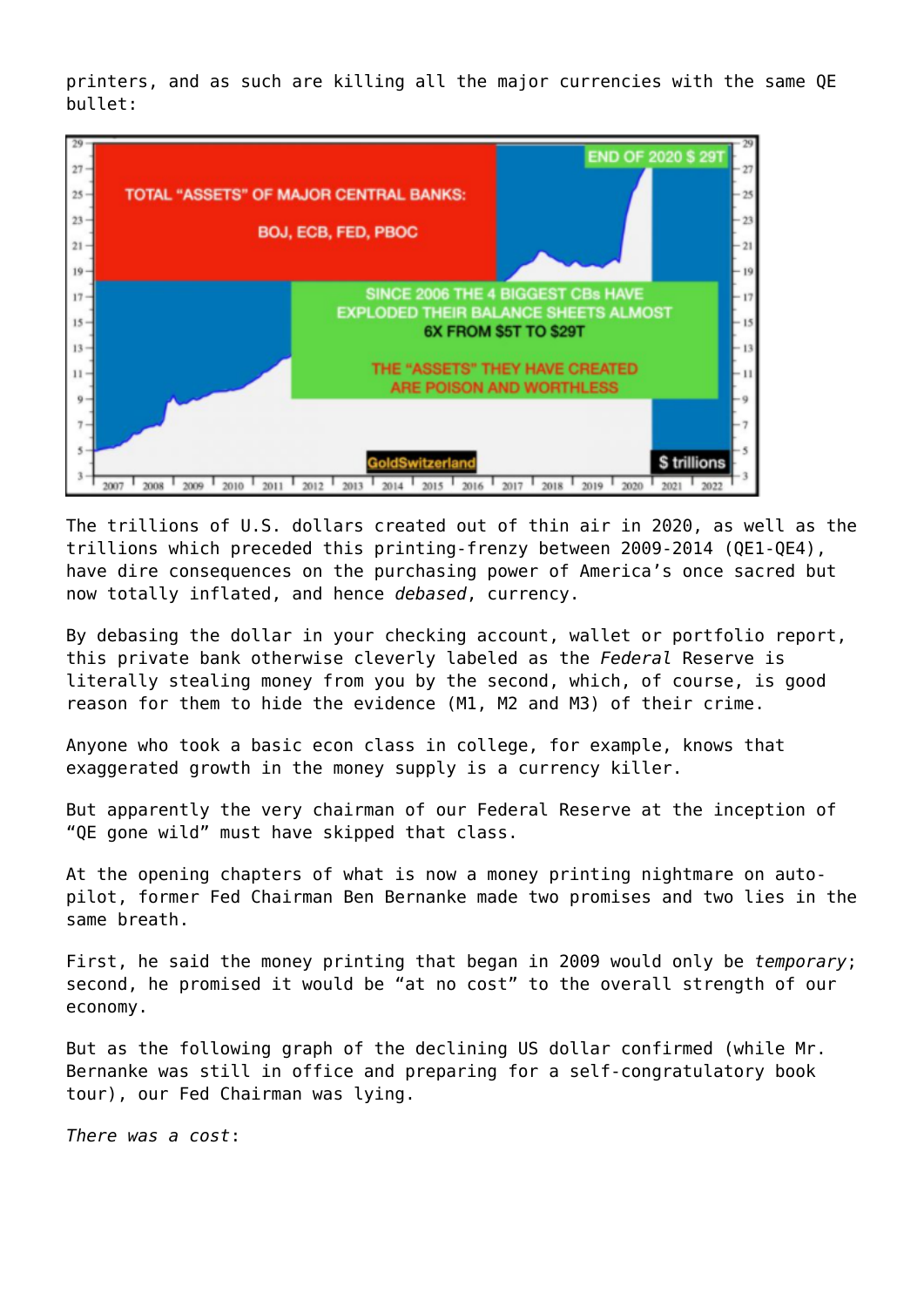printers, and as such are killing all the major currencies with the same QE bullet:

The trillions of U.S. dollars created out of thin air in 2020, as well as the trillions which preceded this printing-frenzy between 2009-2014 (QE1-QE4), have dire consequences on the purchasing power of America's once sacred but now totally inflated, and hence *debased*, currency.

By debasing the dollar in your checking account, wallet or portfolio report, this private bank otherwise cleverly labeled as the *Federal* Reserve is literally stealing money from you by the second, which, of course, is good reason for them to hide the evidence (M1, M2 and M3) of their crime.

Anyone who took a basic econ class in college, for example, knows that exaggerated growth in the money supply is a currency killer.

But apparently the very chairman of our Federal Reserve at the inception of "QE gone wild" must have skipped that class.

At the opening chapters of what is now a money printing nightmare on auto-pilot, former Fed Chairman Ben Bernanke made two promises and two lies in the same breath.

First, he said the money printing that began in 2009 would only be *temporary*; second, he promised it would be "at no cost" to the overall strength of our economy.

But as the following graph of the declining US dollar confirmed (while Mr. Bernanke was still in office and preparing for a self-congratulatory book tour), our Fed Chairman was lying.

*There was a cost*: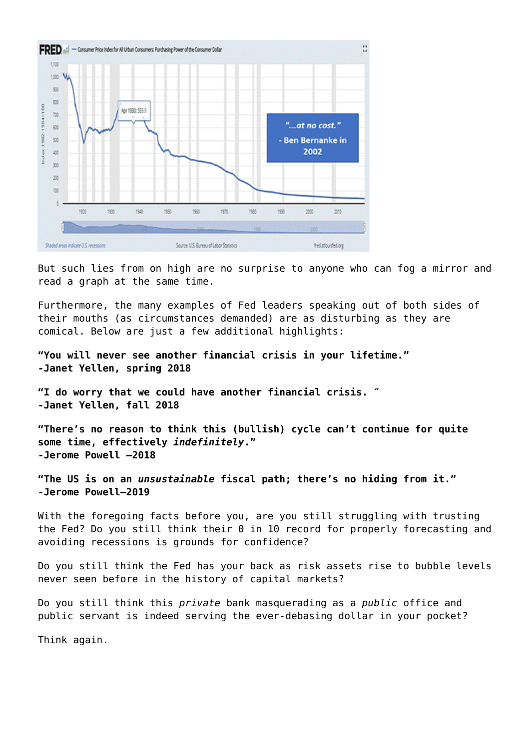FRED — Consumer Price Index for All Urban Consumers: Purchasing Power of the Consumer Dollar

Apr 1930: 505.9

"...at no cost."

- Ben Bernanke in 2002

Index 1982-1984=100

Shaded areas indicate U.S. recessions

Source: U.S. Bureau of Labor Statistics

fred.stlouisfed.org

But such lies from on high are no surprise to anyone who can fog a mirror and read a graph at the same time.

Furthermore, the many examples of Fed leaders speaking out of both sides of their mouths (as circumstances demanded) are as disturbing as they are comical. Below are just a few additional highlights:

**"You will never see another financial crisis in your lifetime."**
**-Janet Yellen, spring 2018**

**"I do worry that we could have another financial crisis. ″**
**-Janet Yellen, fall 2018**

**"There's no reason to think this (bullish) cycle can't continue for quite some time, effectively *indefinitely*."**
**-Jerome Powell –2018**

**"The US is on an *unsustainable* fiscal path; there's no hiding from it."**
**-Jerome Powell–2019**

With the foregoing facts before you, are you still struggling with trusting the Fed? Do you still think their 0 in 10 record for properly forecasting and avoiding recessions is grounds for confidence?

Do you still think the Fed has your back as risk assets rise to bubble levels never seen before in the history of capital markets?

Do you still think this *private* bank masquerading as a *public* office and public servant is indeed serving the ever-debasing dollar in your pocket?

Think again.